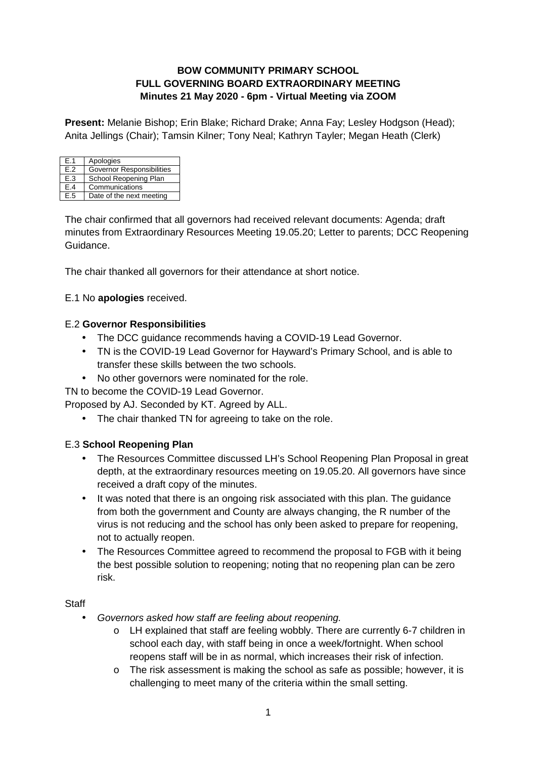**BOW COMMUNITY PRIMARY SCHOOL**
**FULL GOVERNING BOARD EXTRAORDINARY MEETING**
**Minutes 21 May 2020 - 6pm - Virtual Meeting via ZOOM**

**Present:** Melanie Bishop; Erin Blake; Richard Drake; Anna Fay; Lesley Hodgson (Head); Anita Jellings (Chair); Tamsin Kilner; Tony Neal; Kathryn Tayler; Megan Heath (Clerk)

| | |
|---|---|
| E.1 | Apologies |
| E.2 | Governor Responsibilities |
| E.3 | School Reopening Plan |
| E.4 | Communications |
| E.5 | Date of the next meeting |

The chair confirmed that all governors had received relevant documents: Agenda; draft minutes from Extraordinary Resources Meeting 19.05.20; Letter to parents; DCC Reopening Guidance.

The chair thanked all governors for their attendance at short notice.

E.1 No **apologies** received.

E.2 **Governor Responsibilities**

- The DCC guidance recommends having a COVID-19 Lead Governor.
- TN is the COVID-19 Lead Governor for Hayward's Primary School, and is able to transfer these skills between the two schools.
- No other governors were nominated for the role.

TN to become the COVID-19 Lead Governor.
Proposed by AJ. Seconded by KT. Agreed by ALL.

- The chair thanked TN for agreeing to take on the role.

E.3 **School Reopening Plan**

- The Resources Committee discussed LH's School Reopening Plan Proposal in great depth, at the extraordinary resources meeting on 19.05.20. All governors have since received a draft copy of the minutes.
- It was noted that there is an ongoing risk associated with this plan. The guidance from both the government and County are always changing, the R number of the virus is not reducing and the school has only been asked to prepare for reopening, not to actually reopen.
- The Resources Committee agreed to recommend the proposal to FGB with it being the best possible solution to reopening; noting that no reopening plan can be zero risk.

Staff

- *Governors asked how staff are feeling about reopening.*
    - LH explained that staff are feeling wobbly. There are currently 6-7 children in school each day, with staff being in once a week/fortnight. When school reopens staff will be in as normal, which increases their risk of infection.
    - The risk assessment is making the school as safe as possible; however, it is challenging to meet many of the criteria within the small setting.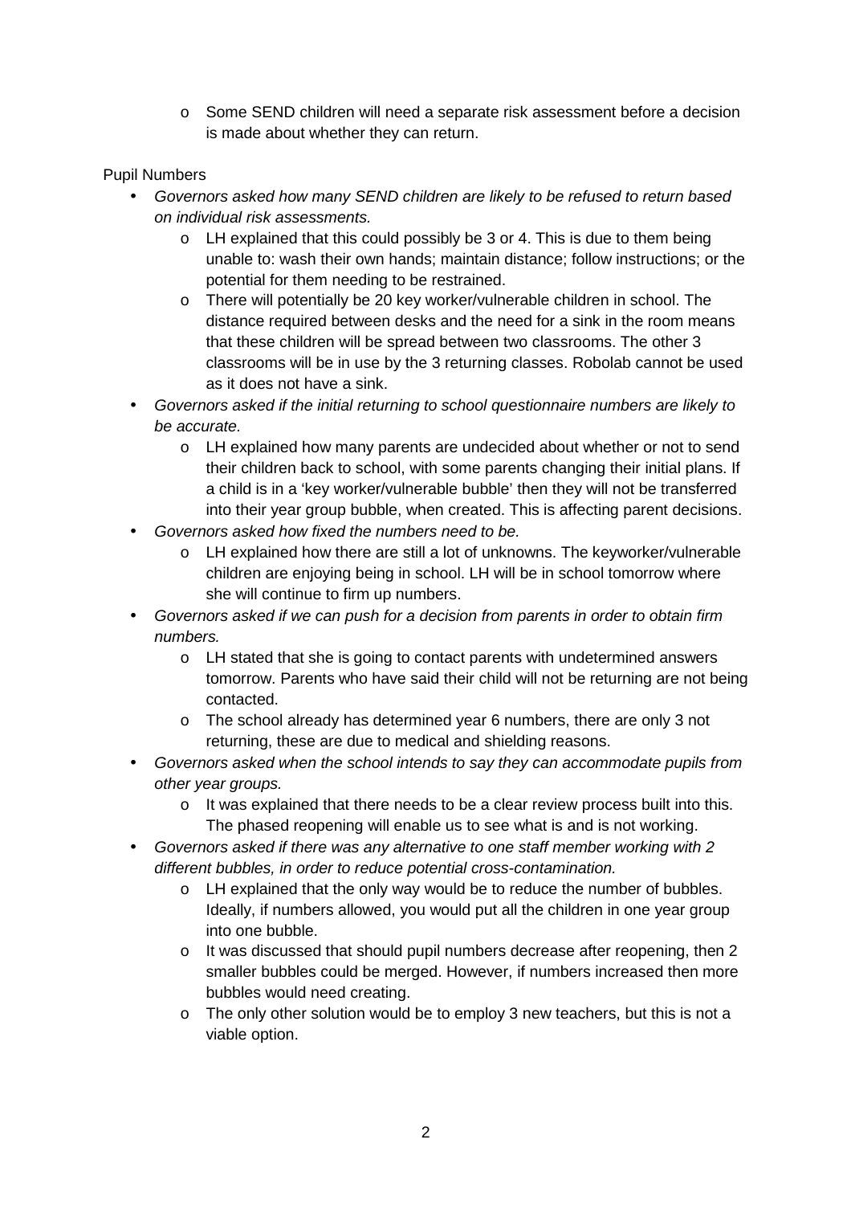- Some SEND children will need a separate risk assessment before a decision is made about whether they can return.

Pupil Numbers

- *Governors asked how many SEND children are likely to be refused to return based on individual risk assessments.*
  - LH explained that this could possibly be 3 or 4. This is due to them being unable to: wash their own hands; maintain distance; follow instructions; or the potential for them needing to be restrained.
  - There will potentially be 20 key worker/vulnerable children in school. The distance required between desks and the need for a sink in the room means that these children will be spread between two classrooms. The other 3 classrooms will be in use by the 3 returning classes. Robolab cannot be used as it does not have a sink.
- *Governors asked if the initial returning to school questionnaire numbers are likely to be accurate.*
  - LH explained how many parents are undecided about whether or not to send their children back to school, with some parents changing their initial plans. If a child is in a 'key worker/vulnerable bubble' then they will not be transferred into their year group bubble, when created. This is affecting parent decisions.
- *Governors asked how fixed the numbers need to be.*
  - LH explained how there are still a lot of unknowns. The keyworker/vulnerable children are enjoying being in school. LH will be in school tomorrow where she will continue to firm up numbers.
- *Governors asked if we can push for a decision from parents in order to obtain firm numbers.*
  - LH stated that she is going to contact parents with undetermined answers tomorrow. Parents who have said their child will not be returning are not being contacted.
  - The school already has determined year 6 numbers, there are only 3 not returning, these are due to medical and shielding reasons.
- *Governors asked when the school intends to say they can accommodate pupils from other year groups.*
  - It was explained that there needs to be a clear review process built into this. The phased reopening will enable us to see what is and is not working.
- *Governors asked if there was any alternative to one staff member working with 2 different bubbles, in order to reduce potential cross-contamination.*
  - LH explained that the only way would be to reduce the number of bubbles. Ideally, if numbers allowed, you would put all the children in one year group into one bubble.
  - It was discussed that should pupil numbers decrease after reopening, then 2 smaller bubbles could be merged. However, if numbers increased then more bubbles would need creating.
  - The only other solution would be to employ 3 new teachers, but this is not a viable option.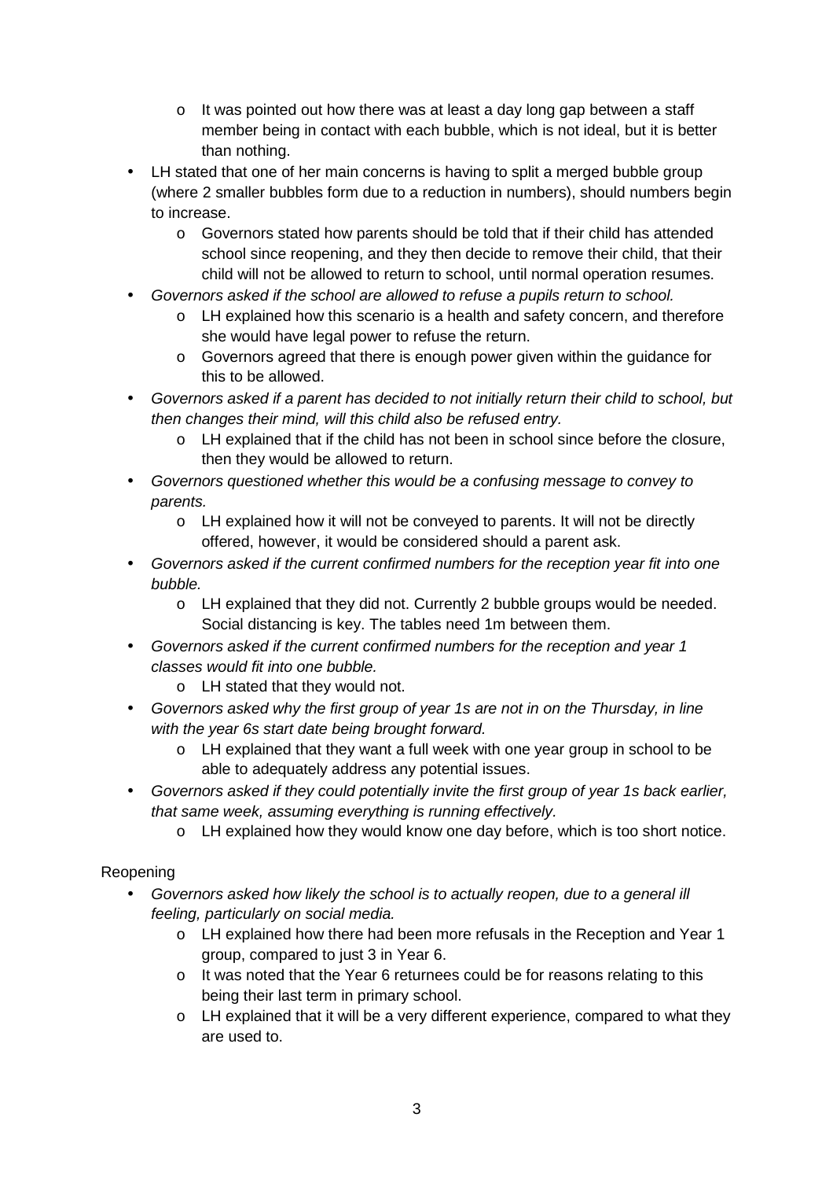- It was pointed out how there was at least a day long gap between a staff member being in contact with each bubble, which is not ideal, but it is better than nothing.
- LH stated that one of her main concerns is having to split a merged bubble group (where 2 smaller bubbles form due to a reduction in numbers), should numbers begin to increase.
  - Governors stated how parents should be told that if their child has attended school since reopening, and they then decide to remove their child, that their child will not be allowed to return to school, until normal operation resumes.
- *Governors asked if the school are allowed to refuse a pupils return to school.*
  - LH explained how this scenario is a health and safety concern, and therefore she would have legal power to refuse the return.
  - Governors agreed that there is enough power given within the guidance for this to be allowed.
- *Governors asked if a parent has decided to not initially return their child to school, but then changes their mind, will this child also be refused entry.*
  - LH explained that if the child has not been in school since before the closure, then they would be allowed to return.
- *Governors questioned whether this would be a confusing message to convey to parents.*
  - LH explained how it will not be conveyed to parents. It will not be directly offered, however, it would be considered should a parent ask.
- *Governors asked if the current confirmed numbers for the reception year fit into one bubble.*
  - LH explained that they did not. Currently 2 bubble groups would be needed. Social distancing is key. The tables need 1m between them.
- *Governors asked if the current confirmed numbers for the reception and year 1 classes would fit into one bubble.*
  - LH stated that they would not.
- *Governors asked why the first group of year 1s are not in on the Thursday, in line with the year 6s start date being brought forward.*
  - LH explained that they want a full week with one year group in school to be able to adequately address any potential issues.
- *Governors asked if they could potentially invite the first group of year 1s back earlier, that same week, assuming everything is running effectively.*
  - LH explained how they would know one day before, which is too short notice.

Reopening

- *Governors asked how likely the school is to actually reopen, due to a general ill feeling, particularly on social media.*
  - LH explained how there had been more refusals in the Reception and Year 1 group, compared to just 3 in Year 6.
  - It was noted that the Year 6 returnees could be for reasons relating to this being their last term in primary school.
  - LH explained that it will be a very different experience, compared to what they are used to.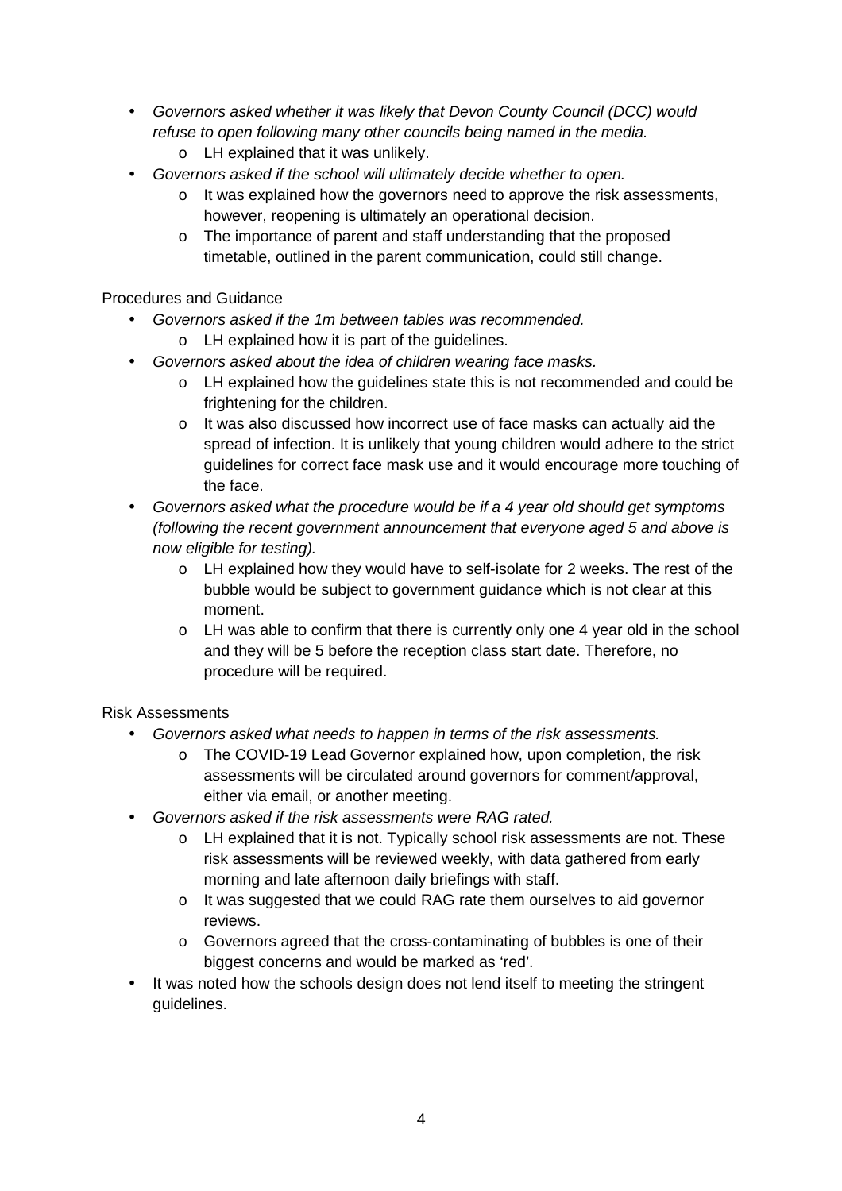- *Governors asked whether it was likely that Devon County Council (DCC) would refuse to open following many other councils being named in the media.*
    - LH explained that it was unlikely.
- *Governors asked if the school will ultimately decide whether to open.*
    - It was explained how the governors need to approve the risk assessments, however, reopening is ultimately an operational decision.
    - The importance of parent and staff understanding that the proposed timetable, outlined in the parent communication, could still change.

Procedures and Guidance

- *Governors asked if the 1m between tables was recommended.*
    - LH explained how it is part of the guidelines.
- *Governors asked about the idea of children wearing face masks.*
    - LH explained how the guidelines state this is not recommended and could be frightening for the children.
    - It was also discussed how incorrect use of face masks can actually aid the spread of infection. It is unlikely that young children would adhere to the strict guidelines for correct face mask use and it would encourage more touching of the face.
- *Governors asked what the procedure would be if a 4 year old should get symptoms (following the recent government announcement that everyone aged 5 and above is now eligible for testing).*
    - LH explained how they would have to self-isolate for 2 weeks. The rest of the bubble would be subject to government guidance which is not clear at this moment.
    - LH was able to confirm that there is currently only one 4 year old in the school and they will be 5 before the reception class start date. Therefore, no procedure will be required.

Risk Assessments

- *Governors asked what needs to happen in terms of the risk assessments.*
    - The COVID-19 Lead Governor explained how, upon completion, the risk assessments will be circulated around governors for comment/approval, either via email, or another meeting.
- *Governors asked if the risk assessments were RAG rated.*
    - LH explained that it is not. Typically school risk assessments are not. These risk assessments will be reviewed weekly, with data gathered from early morning and late afternoon daily briefings with staff.
    - It was suggested that we could RAG rate them ourselves to aid governor reviews.
    - Governors agreed that the cross-contaminating of bubbles is one of their biggest concerns and would be marked as 'red'.
- It was noted how the schools design does not lend itself to meeting the stringent guidelines.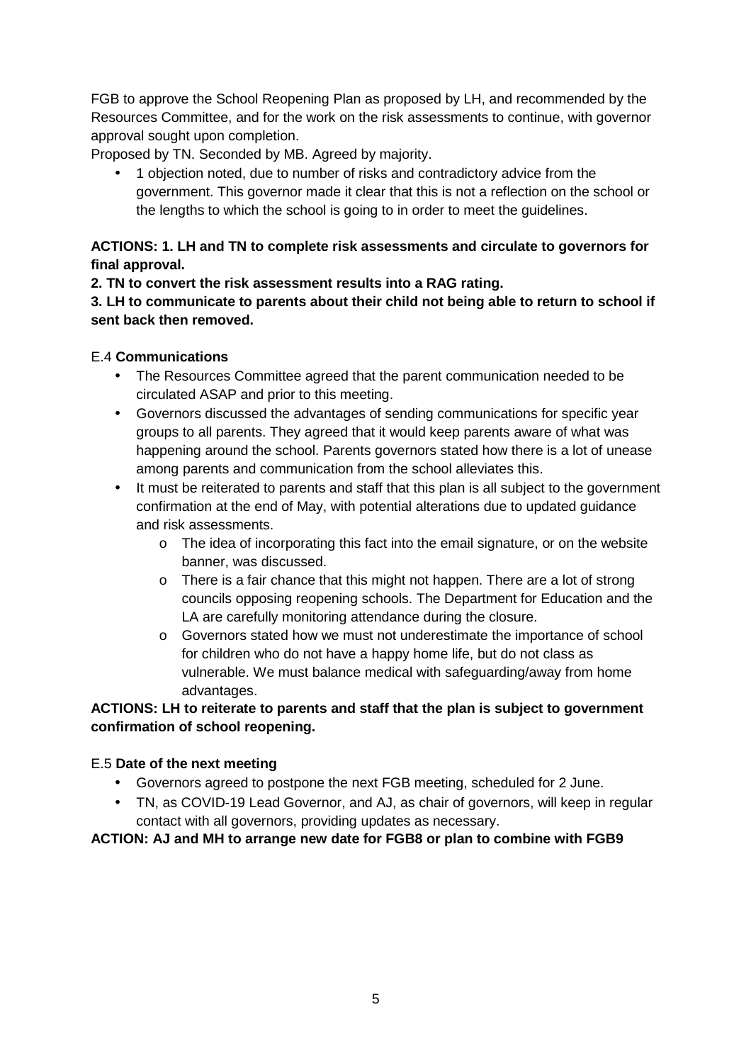FGB to approve the School Reopening Plan as proposed by LH, and recommended by the Resources Committee, and for the work on the risk assessments to continue, with governor approval sought upon completion.

Proposed by TN. Seconded by MB. Agreed by majority.

- 1 objection noted, due to number of risks and contradictory advice from the government. This governor made it clear that this is not a reflection on the school or the lengths to which the school is going to in order to meet the guidelines.

**ACTIONS: 1. LH and TN to complete risk assessments and circulate to governors for final approval.**

**2. TN to convert the risk assessment results into a RAG rating.**

**3. LH to communicate to parents about their child not being able to return to school if sent back then removed.**

E.4 **Communications**

- The Resources Committee agreed that the parent communication needed to be circulated ASAP and prior to this meeting.
- Governors discussed the advantages of sending communications for specific year groups to all parents. They agreed that it would keep parents aware of what was happening around the school. Parents governors stated how there is a lot of unease among parents and communication from the school alleviates this.
- It must be reiterated to parents and staff that this plan is all subject to the government confirmation at the end of May, with potential alterations due to updated guidance and risk assessments.
  - The idea of incorporating this fact into the email signature, or on the website banner, was discussed.
  - There is a fair chance that this might not happen. There are a lot of strong councils opposing reopening schools. The Department for Education and the LA are carefully monitoring attendance during the closure.
  - Governors stated how we must not underestimate the importance of school for children who do not have a happy home life, but do not class as vulnerable. We must balance medical with safeguarding/away from home advantages.

**ACTIONS: LH to reiterate to parents and staff that the plan is subject to government confirmation of school reopening.**

E.5 **Date of the next meeting**

- Governors agreed to postpone the next FGB meeting, scheduled for 2 June.
- TN, as COVID-19 Lead Governor, and AJ, as chair of governors, will keep in regular contact with all governors, providing updates as necessary.

**ACTION: AJ and MH to arrange new date for FGB8 or plan to combine with FGB9**